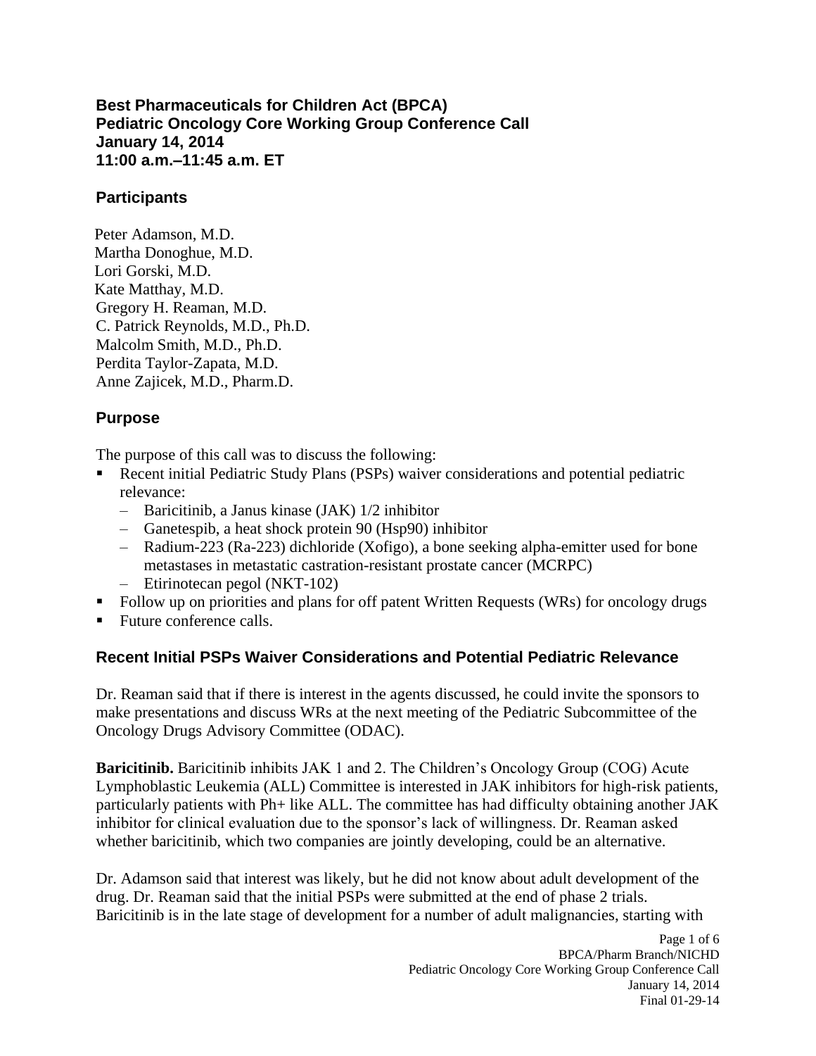**Best Pharmaceuticals for Children Act (BPCA)**
**Pediatric Oncology Core Working Group Conference Call**
**January 14, 2014**
**11:00 a.m.–11:45 a.m. ET**

## Participants

Peter Adamson, M.D.
Martha Donoghue, M.D.
Lori Gorski, M.D.
Kate Matthay, M.D.
Gregory H. Reaman, M.D.
C. Patrick Reynolds, M.D., Ph.D.
Malcolm Smith, M.D., Ph.D.
Perdita Taylor-Zapata, M.D.
Anne Zajicek, M.D., Pharm.D.

## Purpose

The purpose of this call was to discuss the following:

- Recent initial Pediatric Study Plans (PSPs) waiver considerations and potential pediatric relevance:
  - Baricitinib, a Janus kinase (JAK) 1/2 inhibitor
  - Ganetespib, a heat shock protein 90 (Hsp90) inhibitor
  - Radium-223 (Ra-223) dichloride (Xofigo), a bone seeking alpha-emitter used for bone metastases in metastatic castration-resistant prostate cancer (MCRPC)
  - Etirinotecan pegol (NKT-102)
- Follow up on priorities and plans for off patent Written Requests (WRs) for oncology drugs
- Future conference calls.

## Recent Initial PSPs Waiver Considerations and Potential Pediatric Relevance

Dr. Reaman said that if there is interest in the agents discussed, he could invite the sponsors to make presentations and discuss WRs at the next meeting of the Pediatric Subcommittee of the Oncology Drugs Advisory Committee (ODAC).

**Baricitinib.** Baricitinib inhibits JAK 1 and 2. The Children's Oncology Group (COG) Acute Lymphoblastic Leukemia (ALL) Committee is interested in JAK inhibitors for high-risk patients, particularly patients with Ph+ like ALL. The committee has had difficulty obtaining another JAK inhibitor for clinical evaluation due to the sponsor's lack of willingness. Dr. Reaman asked whether baricitinib, which two companies are jointly developing, could be an alternative.

Dr. Adamson said that interest was likely, but he did not know about adult development of the drug. Dr. Reaman said that the initial PSPs were submitted at the end of phase 2 trials. Baricitinib is in the late stage of development for a number of adult malignancies, starting with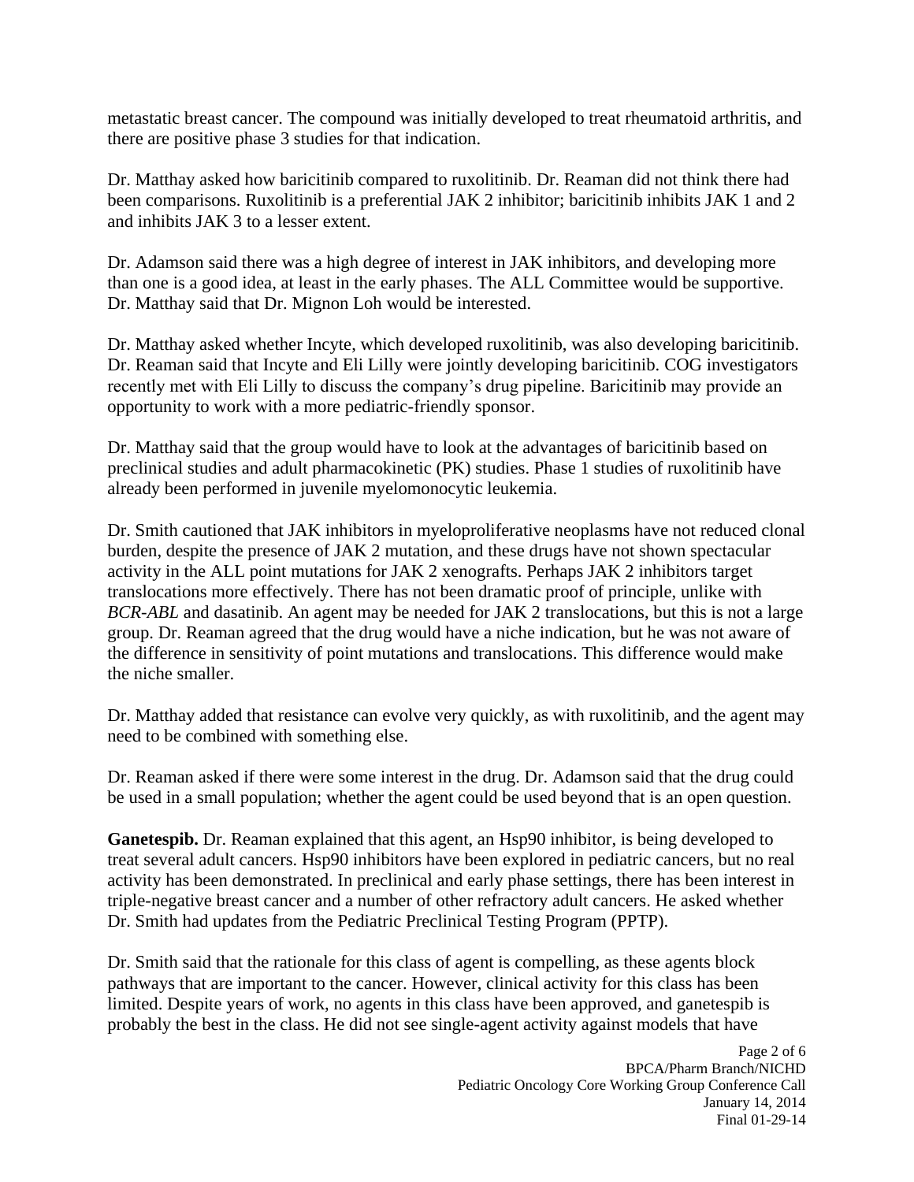metastatic breast cancer. The compound was initially developed to treat rheumatoid arthritis, and there are positive phase 3 studies for that indication.

Dr. Matthay asked how baricitinib compared to ruxolitinib. Dr. Reaman did not think there had been comparisons. Ruxolitinib is a preferential JAK 2 inhibitor; baricitinib inhibits JAK 1 and 2 and inhibits JAK 3 to a lesser extent.

Dr. Adamson said there was a high degree of interest in JAK inhibitors, and developing more than one is a good idea, at least in the early phases. The ALL Committee would be supportive. Dr. Matthay said that Dr. Mignon Loh would be interested.

Dr. Matthay asked whether Incyte, which developed ruxolitinib, was also developing baricitinib. Dr. Reaman said that Incyte and Eli Lilly were jointly developing baricitinib. COG investigators recently met with Eli Lilly to discuss the company's drug pipeline. Baricitinib may provide an opportunity to work with a more pediatric-friendly sponsor.

Dr. Matthay said that the group would have to look at the advantages of baricitinib based on preclinical studies and adult pharmacokinetic (PK) studies. Phase 1 studies of ruxolitinib have already been performed in juvenile myelomonocytic leukemia.

Dr. Smith cautioned that JAK inhibitors in myeloproliferative neoplasms have not reduced clonal burden, despite the presence of JAK 2 mutation, and these drugs have not shown spectacular activity in the ALL point mutations for JAK 2 xenografts. Perhaps JAK 2 inhibitors target translocations more effectively. There has not been dramatic proof of principle, unlike with *BCR-ABL* and dasatinib. An agent may be needed for JAK 2 translocations, but this is not a large group. Dr. Reaman agreed that the drug would have a niche indication, but he was not aware of the difference in sensitivity of point mutations and translocations. This difference would make the niche smaller.

Dr. Matthay added that resistance can evolve very quickly, as with ruxolitinib, and the agent may need to be combined with something else.

Dr. Reaman asked if there were some interest in the drug. Dr. Adamson said that the drug could be used in a small population; whether the agent could be used beyond that is an open question.

**Ganetespib.** Dr. Reaman explained that this agent, an Hsp90 inhibitor, is being developed to treat several adult cancers. Hsp90 inhibitors have been explored in pediatric cancers, but no real activity has been demonstrated. In preclinical and early phase settings, there has been interest in triple-negative breast cancer and a number of other refractory adult cancers. He asked whether Dr. Smith had updates from the Pediatric Preclinical Testing Program (PPTP).

Dr. Smith said that the rationale for this class of agent is compelling, as these agents block pathways that are important to the cancer. However, clinical activity for this class has been limited. Despite years of work, no agents in this class have been approved, and ganetespib is probably the best in the class. He did not see single-agent activity against models that have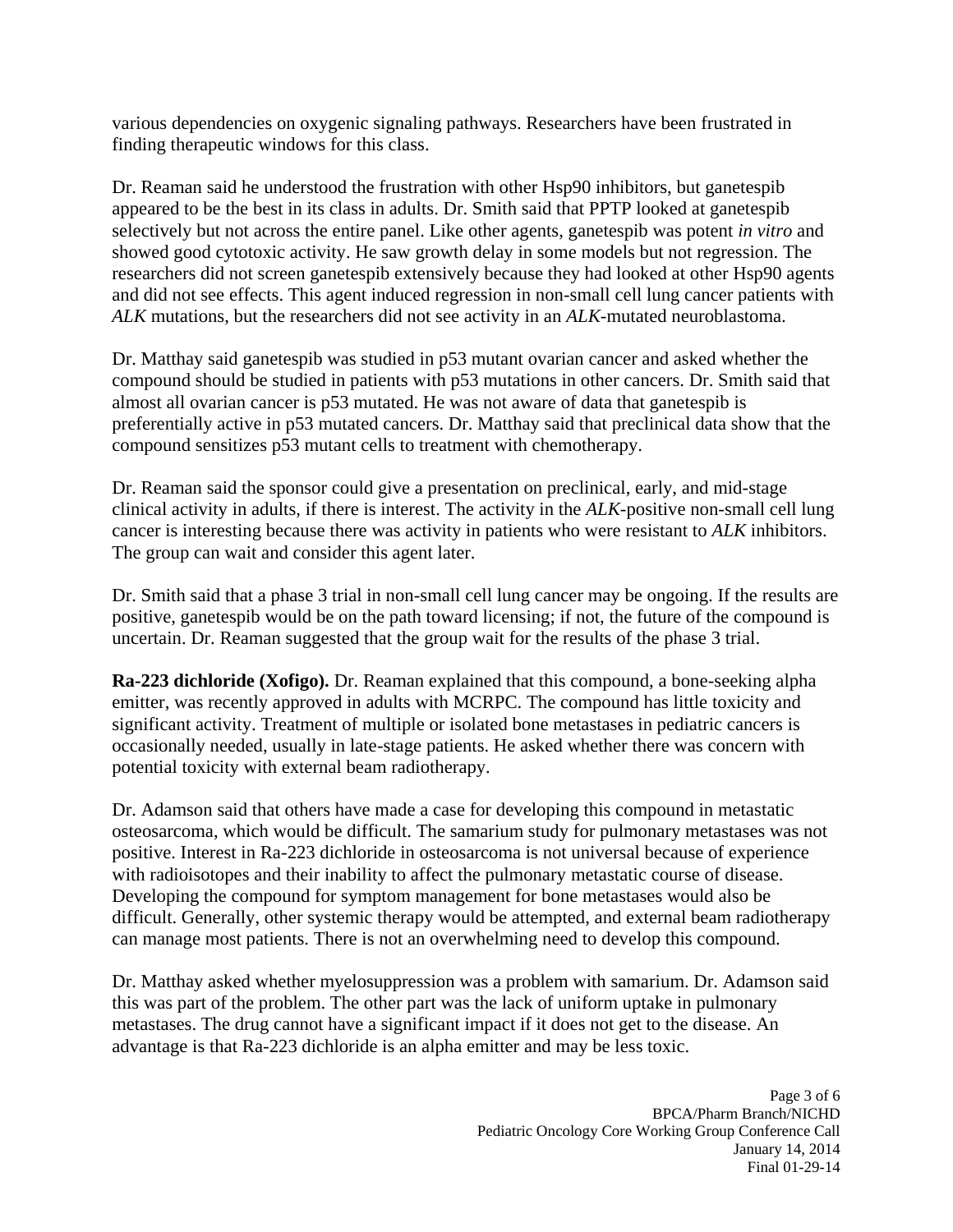various dependencies on oxygenic signaling pathways. Researchers have been frustrated in finding therapeutic windows for this class.

Dr. Reaman said he understood the frustration with other Hsp90 inhibitors, but ganetespib appeared to be the best in its class in adults. Dr. Smith said that PPTP looked at ganetespib selectively but not across the entire panel. Like other agents, ganetespib was potent *in vitro* and showed good cytotoxic activity. He saw growth delay in some models but not regression. The researchers did not screen ganetespib extensively because they had looked at other Hsp90 agents and did not see effects. This agent induced regression in non-small cell lung cancer patients with *ALK* mutations, but the researchers did not see activity in an *ALK*-mutated neuroblastoma.

Dr. Matthay said ganetespib was studied in p53 mutant ovarian cancer and asked whether the compound should be studied in patients with p53 mutations in other cancers. Dr. Smith said that almost all ovarian cancer is p53 mutated. He was not aware of data that ganetespib is preferentially active in p53 mutated cancers. Dr. Matthay said that preclinical data show that the compound sensitizes p53 mutant cells to treatment with chemotherapy.

Dr. Reaman said the sponsor could give a presentation on preclinical, early, and mid-stage clinical activity in adults, if there is interest. The activity in the *ALK*-positive non-small cell lung cancer is interesting because there was activity in patients who were resistant to *ALK* inhibitors. The group can wait and consider this agent later.

Dr. Smith said that a phase 3 trial in non-small cell lung cancer may be ongoing. If the results are positive, ganetespib would be on the path toward licensing; if not, the future of the compound is uncertain. Dr. Reaman suggested that the group wait for the results of the phase 3 trial.

**Ra-223 dichloride (Xofigo).** Dr. Reaman explained that this compound, a bone-seeking alpha emitter, was recently approved in adults with MCRPC. The compound has little toxicity and significant activity. Treatment of multiple or isolated bone metastases in pediatric cancers is occasionally needed, usually in late-stage patients. He asked whether there was concern with potential toxicity with external beam radiotherapy.

Dr. Adamson said that others have made a case for developing this compound in metastatic osteosarcoma, which would be difficult. The samarium study for pulmonary metastases was not positive. Interest in Ra-223 dichloride in osteosarcoma is not universal because of experience with radioisotopes and their inability to affect the pulmonary metastatic course of disease. Developing the compound for symptom management for bone metastases would also be difficult. Generally, other systemic therapy would be attempted, and external beam radiotherapy can manage most patients. There is not an overwhelming need to develop this compound.

Dr. Matthay asked whether myelosuppression was a problem with samarium. Dr. Adamson said this was part of the problem. The other part was the lack of uniform uptake in pulmonary metastases. The drug cannot have a significant impact if it does not get to the disease. An advantage is that Ra-223 dichloride is an alpha emitter and may be less toxic.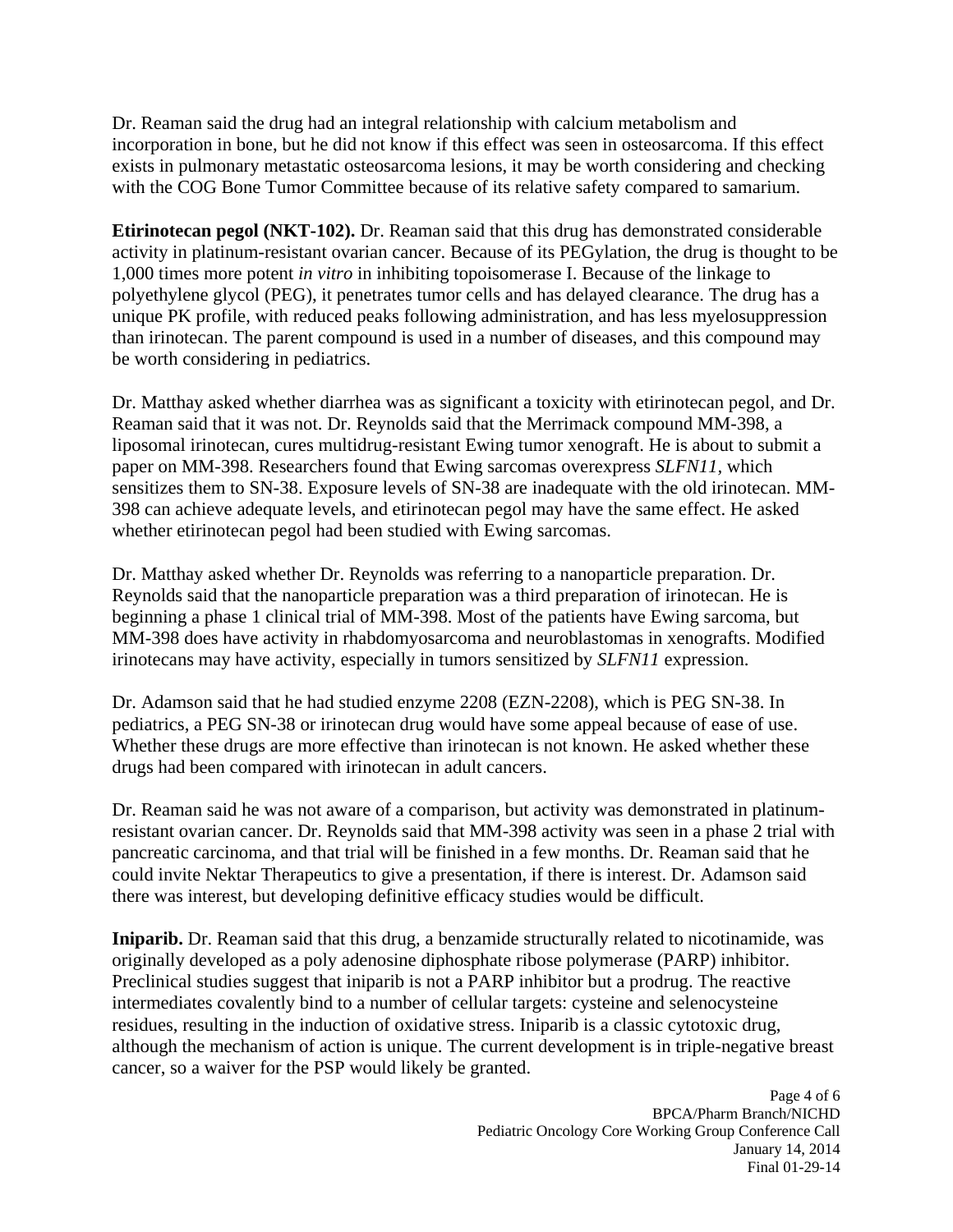Dr. Reaman said the drug had an integral relationship with calcium metabolism and incorporation in bone, but he did not know if this effect was seen in osteosarcoma. If this effect exists in pulmonary metastatic osteosarcoma lesions, it may be worth considering and checking with the COG Bone Tumor Committee because of its relative safety compared to samarium.

**Etirinotecan pegol (NKT-102).** Dr. Reaman said that this drug has demonstrated considerable activity in platinum-resistant ovarian cancer. Because of its PEGylation, the drug is thought to be 1,000 times more potent *in vitro* in inhibiting topoisomerase I. Because of the linkage to polyethylene glycol (PEG), it penetrates tumor cells and has delayed clearance. The drug has a unique PK profile, with reduced peaks following administration, and has less myelosuppression than irinotecan. The parent compound is used in a number of diseases, and this compound may be worth considering in pediatrics.

Dr. Matthay asked whether diarrhea was as significant a toxicity with etirinotecan pegol, and Dr. Reaman said that it was not. Dr. Reynolds said that the Merrimack compound MM-398, a liposomal irinotecan, cures multidrug-resistant Ewing tumor xenograft. He is about to submit a paper on MM-398. Researchers found that Ewing sarcomas overexpress *SLFN11*, which sensitizes them to SN-38. Exposure levels of SN-38 are inadequate with the old irinotecan. MM-398 can achieve adequate levels, and etirinotecan pegol may have the same effect. He asked whether etirinotecan pegol had been studied with Ewing sarcomas.

Dr. Matthay asked whether Dr. Reynolds was referring to a nanoparticle preparation. Dr. Reynolds said that the nanoparticle preparation was a third preparation of irinotecan. He is beginning a phase 1 clinical trial of MM-398. Most of the patients have Ewing sarcoma, but MM-398 does have activity in rhabdomyosarcoma and neuroblastomas in xenografts. Modified irinotecans may have activity, especially in tumors sensitized by *SLFN11* expression.

Dr. Adamson said that he had studied enzyme 2208 (EZN-2208), which is PEG SN-38. In pediatrics, a PEG SN-38 or irinotecan drug would have some appeal because of ease of use. Whether these drugs are more effective than irinotecan is not known. He asked whether these drugs had been compared with irinotecan in adult cancers.

Dr. Reaman said he was not aware of a comparison, but activity was demonstrated in platinum-resistant ovarian cancer. Dr. Reynolds said that MM-398 activity was seen in a phase 2 trial with pancreatic carcinoma, and that trial will be finished in a few months. Dr. Reaman said that he could invite Nektar Therapeutics to give a presentation, if there is interest. Dr. Adamson said there was interest, but developing definitive efficacy studies would be difficult.

**Iniparib.** Dr. Reaman said that this drug, a benzamide structurally related to nicotinamide, was originally developed as a poly adenosine diphosphate ribose polymerase (PARP) inhibitor. Preclinical studies suggest that iniparib is not a PARP inhibitor but a prodrug. The reactive intermediates covalently bind to a number of cellular targets: cysteine and selenocysteine residues, resulting in the induction of oxidative stress. Iniparib is a classic cytotoxic drug, although the mechanism of action is unique. The current development is in triple-negative breast cancer, so a waiver for the PSP would likely be granted.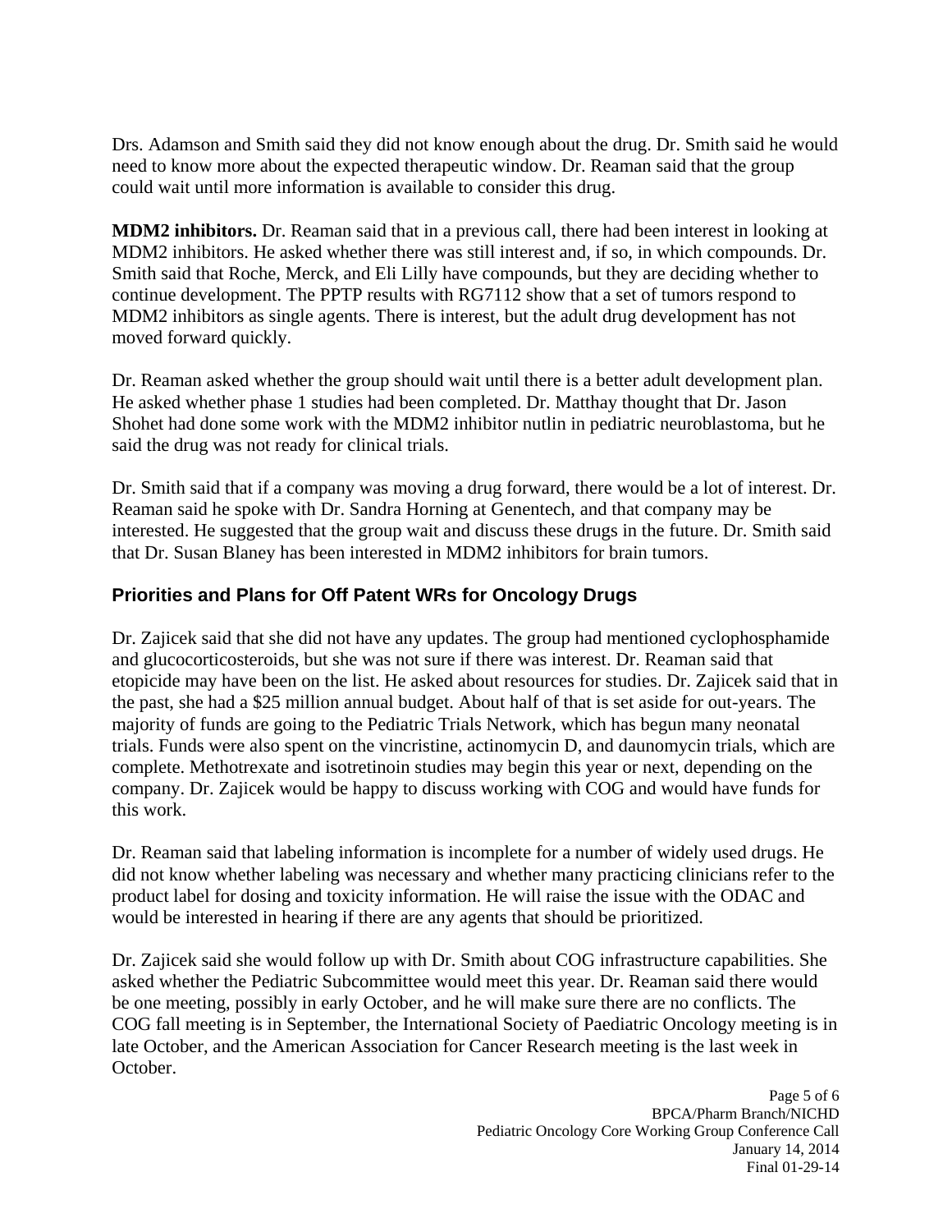Drs. Adamson and Smith said they did not know enough about the drug. Dr. Smith said he would need to know more about the expected therapeutic window. Dr. Reaman said that the group could wait until more information is available to consider this drug.

**MDM2 inhibitors.** Dr. Reaman said that in a previous call, there had been interest in looking at MDM2 inhibitors. He asked whether there was still interest and, if so, in which compounds. Dr. Smith said that Roche, Merck, and Eli Lilly have compounds, but they are deciding whether to continue development. The PPTP results with RG7112 show that a set of tumors respond to MDM2 inhibitors as single agents. There is interest, but the adult drug development has not moved forward quickly.

Dr. Reaman asked whether the group should wait until there is a better adult development plan. He asked whether phase 1 studies had been completed. Dr. Matthay thought that Dr. Jason Shohet had done some work with the MDM2 inhibitor nutlin in pediatric neuroblastoma, but he said the drug was not ready for clinical trials.

Dr. Smith said that if a company was moving a drug forward, there would be a lot of interest. Dr. Reaman said he spoke with Dr. Sandra Horning at Genentech, and that company may be interested. He suggested that the group wait and discuss these drugs in the future. Dr. Smith said that Dr. Susan Blaney has been interested in MDM2 inhibitors for brain tumors.

## Priorities and Plans for Off Patent WRs for Oncology Drugs

Dr. Zajicek said that she did not have any updates. The group had mentioned cyclophosphamide and glucocorticosteroids, but she was not sure if there was interest. Dr. Reaman said that etopicide may have been on the list. He asked about resources for studies. Dr. Zajicek said that in the past, she had a \$25 million annual budget. About half of that is set aside for out-years. The majority of funds are going to the Pediatric Trials Network, which has begun many neonatal trials. Funds were also spent on the vincristine, actinomycin D, and daunomycin trials, which are complete. Methotrexate and isotretinoin studies may begin this year or next, depending on the company. Dr. Zajicek would be happy to discuss working with COG and would have funds for this work.

Dr. Reaman said that labeling information is incomplete for a number of widely used drugs. He did not know whether labeling was necessary and whether many practicing clinicians refer to the product label for dosing and toxicity information. He will raise the issue with the ODAC and would be interested in hearing if there are any agents that should be prioritized.

Dr. Zajicek said she would follow up with Dr. Smith about COG infrastructure capabilities. She asked whether the Pediatric Subcommittee would meet this year. Dr. Reaman said there would be one meeting, possibly in early October, and he will make sure there are no conflicts. The COG fall meeting is in September, the International Society of Paediatric Oncology meeting is in late October, and the American Association for Cancer Research meeting is the last week in October.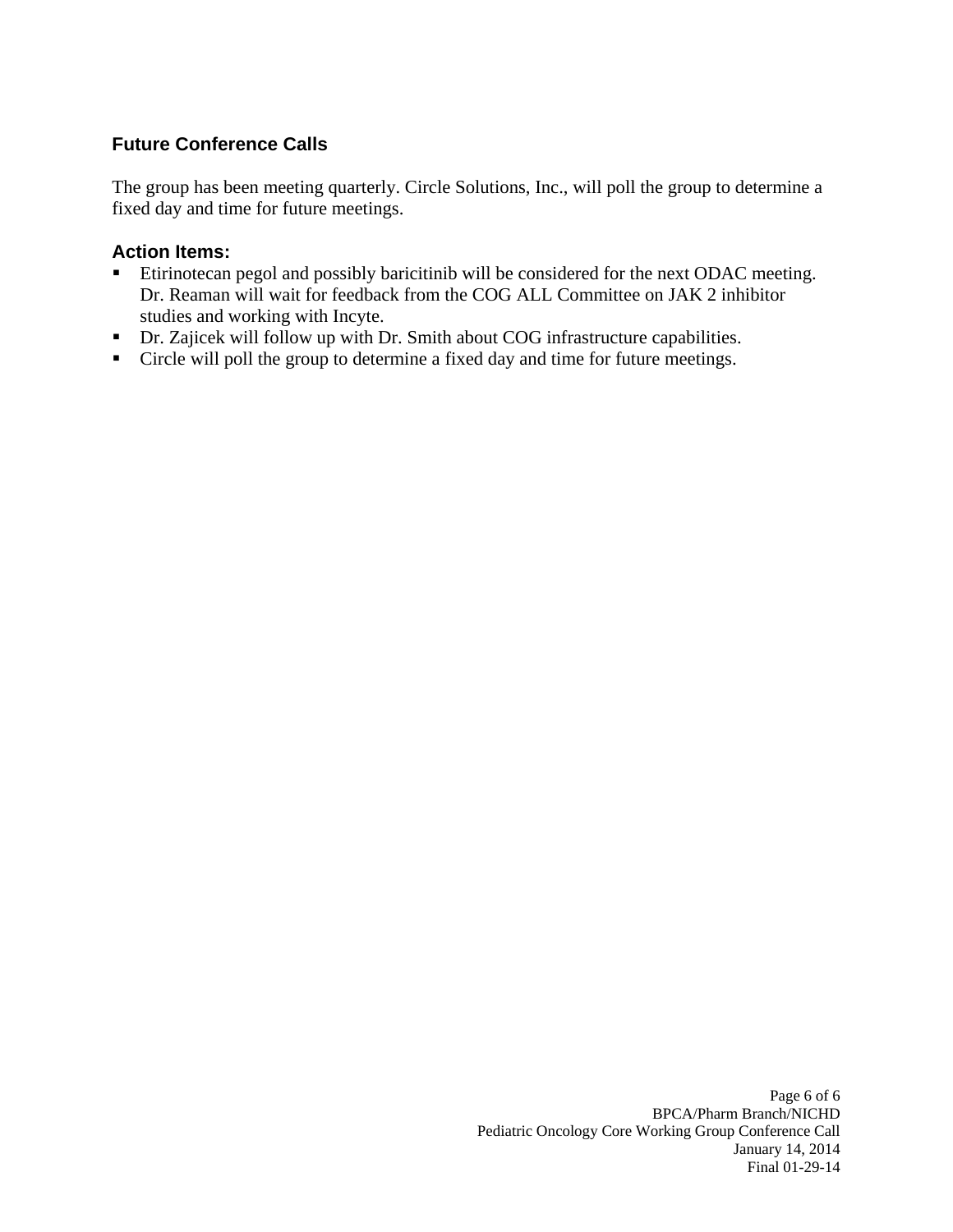## Future Conference Calls

The group has been meeting quarterly. Circle Solutions, Inc., will poll the group to determine a fixed day and time for future meetings.

### Action Items:

- Etirinotecan pegol and possibly baricitinib will be considered for the next ODAC meeting. Dr. Reaman will wait for feedback from the COG ALL Committee on JAK 2 inhibitor studies and working with Incyte.
- Dr. Zajicek will follow up with Dr. Smith about COG infrastructure capabilities.
- Circle will poll the group to determine a fixed day and time for future meetings.